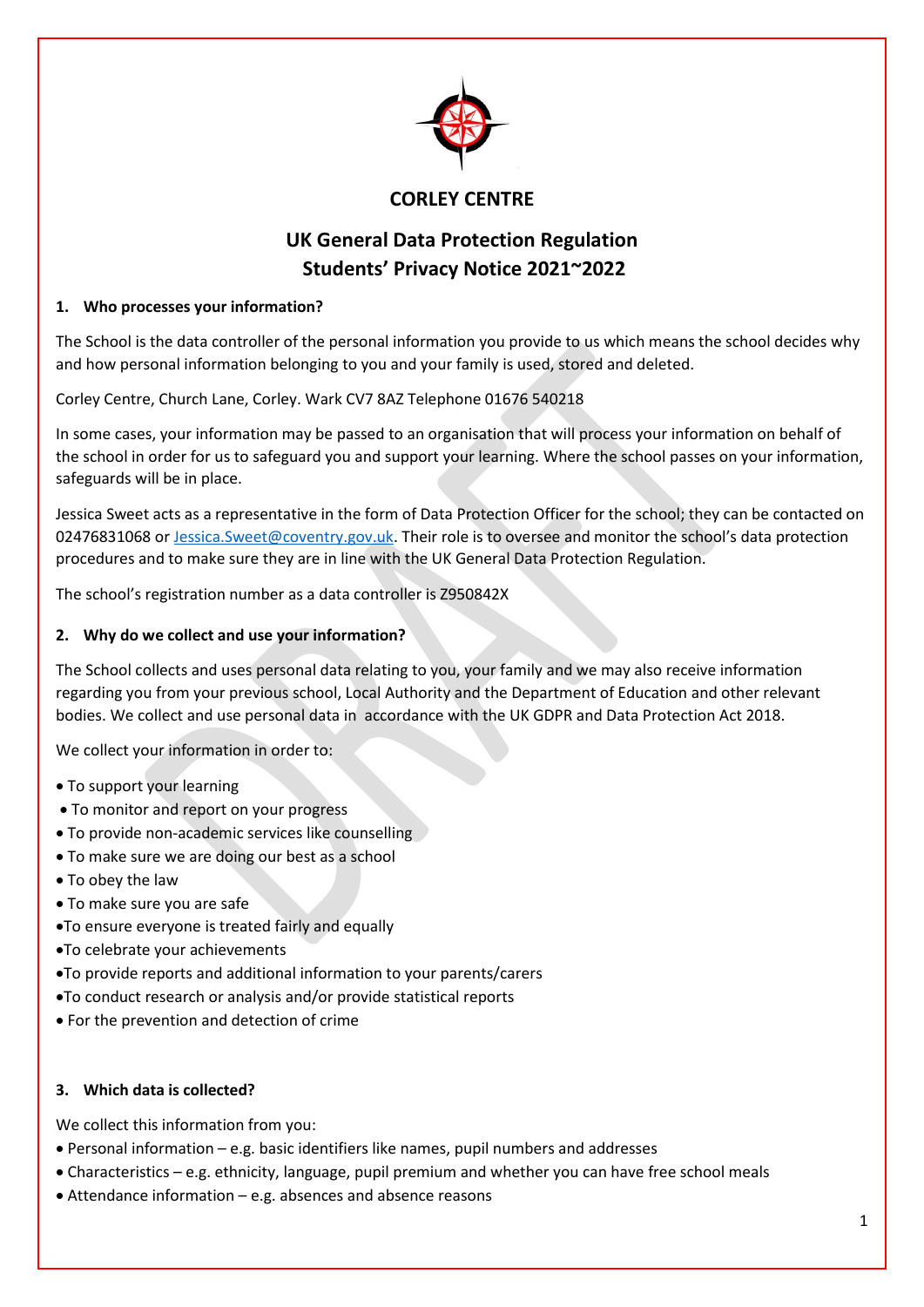# CORLEY CENTRE

## UK General Data Protection Regulation
## Students' Privacy Notice 2021~2022

**1. Who processes your information?**

The School is the data controller of the personal information you provide to us which means the school decides why and how personal information belonging to you and your family is used, stored and deleted.

Corley Centre, Church Lane, Corley. Wark CV7 8AZ Telephone 01676 540218

In some cases, your information may be passed to an organisation that will process your information on behalf of the school in order for us to safeguard you and support your learning. Where the school passes on your information, safeguards will be in place.

Jessica Sweet acts as a representative in the form of Data Protection Officer for the school; they can be contacted on 02476831068 or Jessica.Sweet@coventry.gov.uk. Their role is to oversee and monitor the school's data protection procedures and to make sure they are in line with the UK General Data Protection Regulation.

The school's registration number as a data controller is Z950842X

**2. Why do we collect and use your information?**

The School collects and uses personal data relating to you, your family and we may also receive information regarding you from your previous school, Local Authority and the Department of Education and other relevant bodies. We collect and use personal data in accordance with the UK GDPR and Data Protection Act 2018.

We collect your information in order to:

- To support your learning
- To monitor and report on your progress
- To provide non-academic services like counselling
- To make sure we are doing our best as a school
- To obey the law
- To make sure you are safe
- To ensure everyone is treated fairly and equally
- To celebrate your achievements
- To provide reports and additional information to your parents/carers
- To conduct research or analysis and/or provide statistical reports
- For the prevention and detection of crime

**3. Which data is collected?**

We collect this information from you:

- Personal information – e.g. basic identifiers like names, pupil numbers and addresses
- Characteristics – e.g. ethnicity, language, pupil premium and whether you can have free school meals
- Attendance information – e.g. absences and absence reasons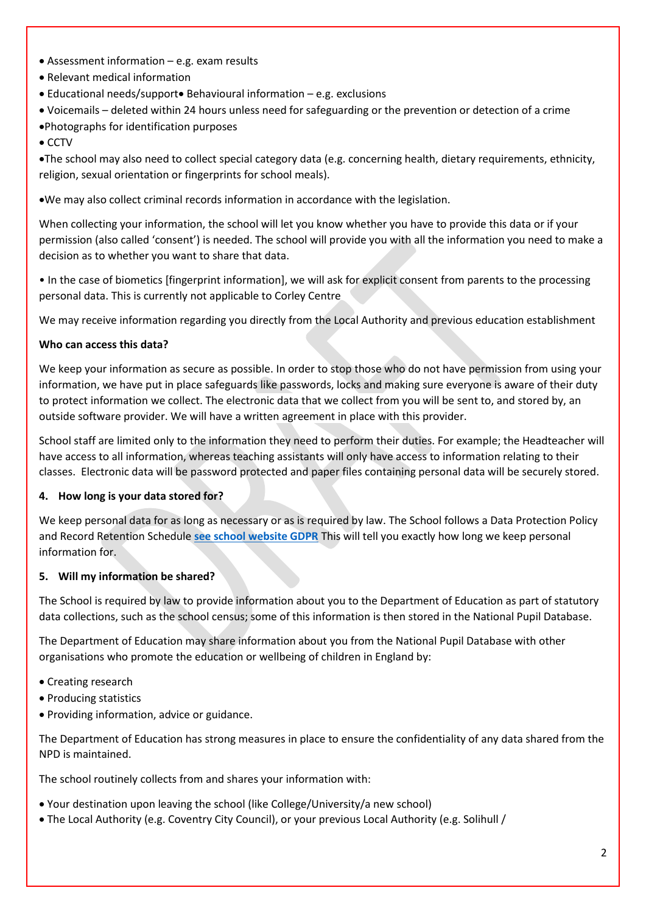- Assessment information – e.g. exam results
- Relevant medical information
- Educational needs/support• Behavioural information – e.g. exclusions
- Voicemails – deleted within 24 hours unless need for safeguarding or the prevention or detection of a crime
- Photographs for identification purposes
- CCTV
- The school may also need to collect special category data (e.g. concerning health, dietary requirements, ethnicity, religion, sexual orientation or fingerprints for school meals).

- We may also collect criminal records information in accordance with the legislation.

When collecting your information, the school will let you know whether you have to provide this data or if your permission (also called 'consent') is needed. The school will provide you with all the information you need to make a decision as to whether you want to share that data.

- In the case of biometics [fingerprint information], we will ask for explicit consent from parents to the processing personal data. This is currently not applicable to Corley Centre

We may receive information regarding you directly from the Local Authority and previous education establishment

**Who can access this data?**

We keep your information as secure as possible. In order to stop those who do not have permission from using your information, we have put in place safeguards like passwords, locks and making sure everyone is aware of their duty to protect information we collect. The electronic data that we collect from you will be sent to, and stored by, an outside software provider. We will have a written agreement in place with this provider.

School staff are limited only to the information they need to perform their duties. For example; the Headteacher will have access to all information, whereas teaching assistants will only have access to information relating to their classes. Electronic data will be password protected and paper files containing personal data will be securely stored.

**4. How long is your data stored for?**

We keep personal data for as long as necessary or as is required by law. The School follows a Data Protection Policy and Record Retention Schedule **see school website GDPR** This will tell you exactly how long we keep personal information for.

**5. Will my information be shared?**

The School is required by law to provide information about you to the Department of Education as part of statutory data collections, such as the school census; some of this information is then stored in the National Pupil Database.

The Department of Education may share information about you from the National Pupil Database with other organisations who promote the education or wellbeing of children in England by:

- Creating research
- Producing statistics
- Providing information, advice or guidance.

The Department of Education has strong measures in place to ensure the confidentiality of any data shared from the NPD is maintained.

The school routinely collects from and shares your information with:

- Your destination upon leaving the school (like College/University/a new school)
- The Local Authority (e.g. Coventry City Council), or your previous Local Authority (e.g. Solihull /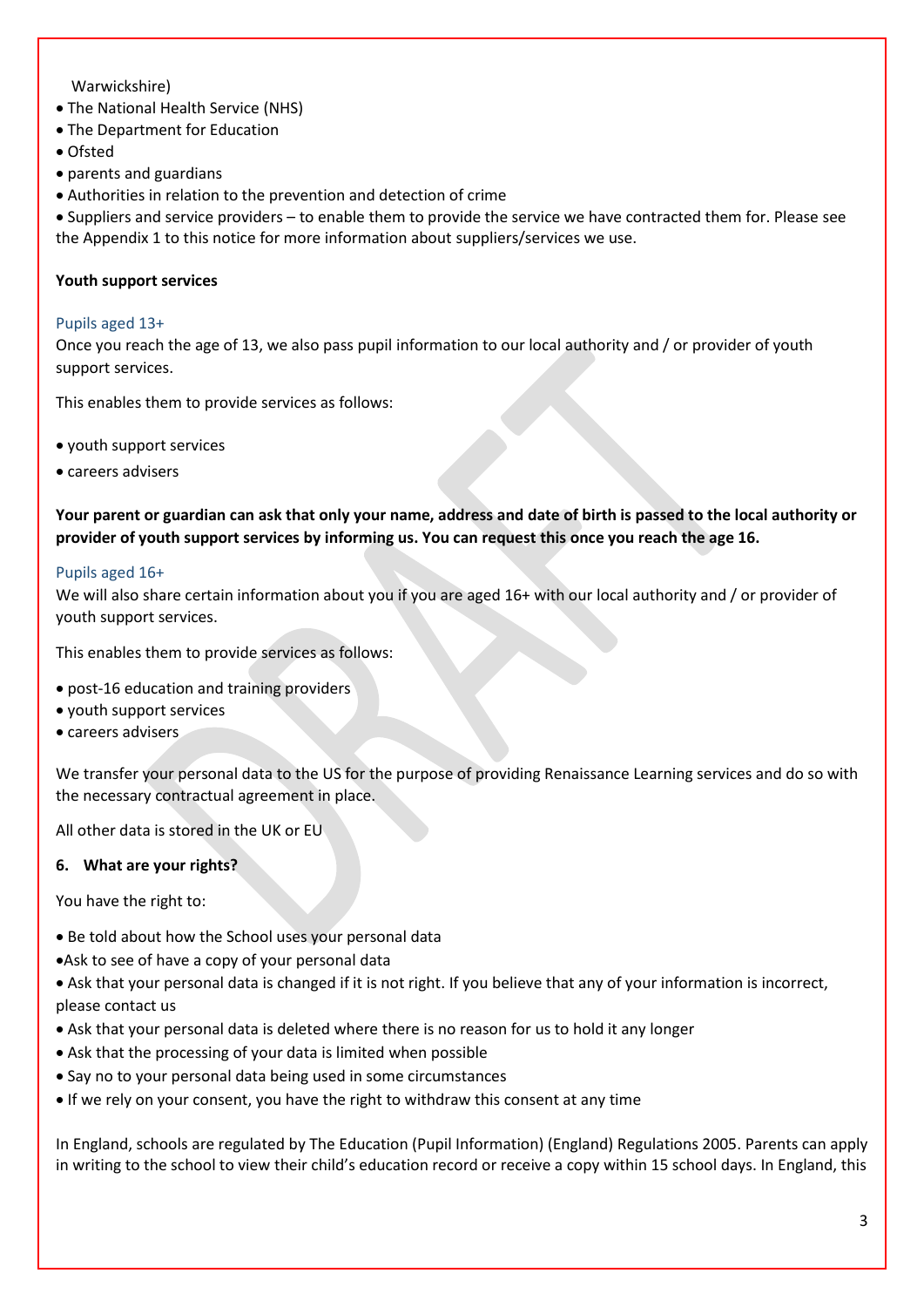Warwickshire)

- The National Health Service (NHS)
- The Department for Education
- Ofsted
- parents and guardians
- Authorities in relation to the prevention and detection of crime
- Suppliers and service providers – to enable them to provide the service we have contracted them for. Please see the Appendix 1 to this notice for more information about suppliers/services we use.

**Youth support services**

### Pupils aged 13+

Once you reach the age of 13, we also pass pupil information to our local authority and / or provider of youth support services.

This enables them to provide services as follows:

- youth support services
- careers advisers

**Your parent or guardian can ask that only your name, address and date of birth is passed to the local authority or provider of youth support services by informing us. You can request this once you reach the age 16.**

### Pupils aged 16+

We will also share certain information about you if you are aged 16+ with our local authority and / or provider of youth support services.

This enables them to provide services as follows:

- post-16 education and training providers
- youth support services
- careers advisers

We transfer your personal data to the US for the purpose of providing Renaissance Learning services and do so with the necessary contractual agreement in place.

All other data is stored in the UK or EU

## 6. What are your rights?

You have the right to:

- Be told about how the School uses your personal data
- Ask to see of have a copy of your personal data
- Ask that your personal data is changed if it is not right. If you believe that any of your information is incorrect, please contact us
- Ask that your personal data is deleted where there is no reason for us to hold it any longer
- Ask that the processing of your data is limited when possible
- Say no to your personal data being used in some circumstances
- If we rely on your consent, you have the right to withdraw this consent at any time

In England, schools are regulated by The Education (Pupil Information) (England) Regulations 2005. Parents can apply in writing to the school to view their child's education record or receive a copy within 15 school days. In England, this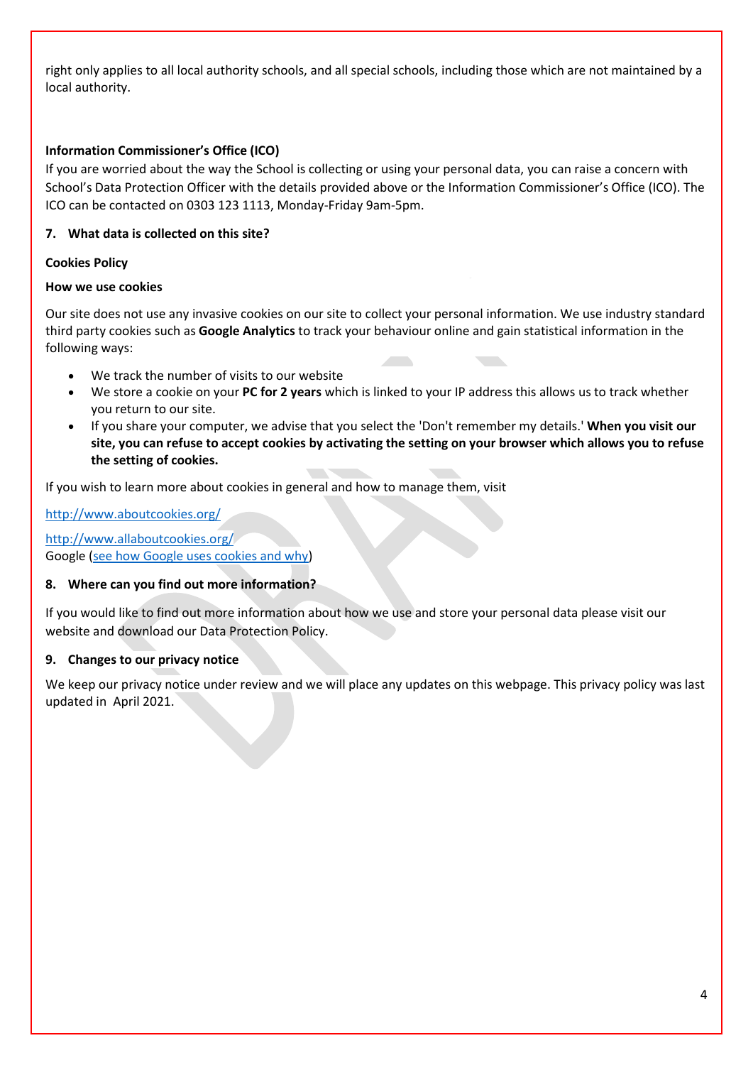right only applies to all local authority schools, and all special schools, including those which are not maintained by a local authority.

**Information Commissioner's Office (ICO)**

If you are worried about the way the School is collecting or using your personal data, you can raise a concern with School's Data Protection Officer with the details provided above or the Information Commissioner's Office (ICO). The ICO can be contacted on 0303 123 1113, Monday-Friday 9am-5pm.

## 7. What data is collected on this site?

### Cookies Policy

### How we use cookies

Our site does not use any invasive cookies on our site to collect your personal information. We use industry standard third party cookies such as **Google Analytics** to track your behaviour online and gain statistical information in the following ways:

- We track the number of visits to our website
- We store a cookie on your **PC for 2 years** which is linked to your IP address this allows us to track whether you return to our site.
- If you share your computer, we advise that you select the 'Don't remember my details.' **When you visit our site, you can refuse to accept cookies by activating the setting on your browser which allows you to refuse the setting of cookies.**

If you wish to learn more about cookies in general and how to manage them, visit

[http://www.aboutcookies.org/](http://www.aboutcookies.org/)

[http://www.allaboutcookies.org/](http://www.allaboutcookies.org/)
Google (see how Google uses cookies and why)

## 8. Where can you find out more information?

If you would like to find out more information about how we use and store your personal data please visit our website and download our Data Protection Policy.

## 9. Changes to our privacy notice

We keep our privacy notice under review and we will place any updates on this webpage. This privacy policy was last updated in April 2021.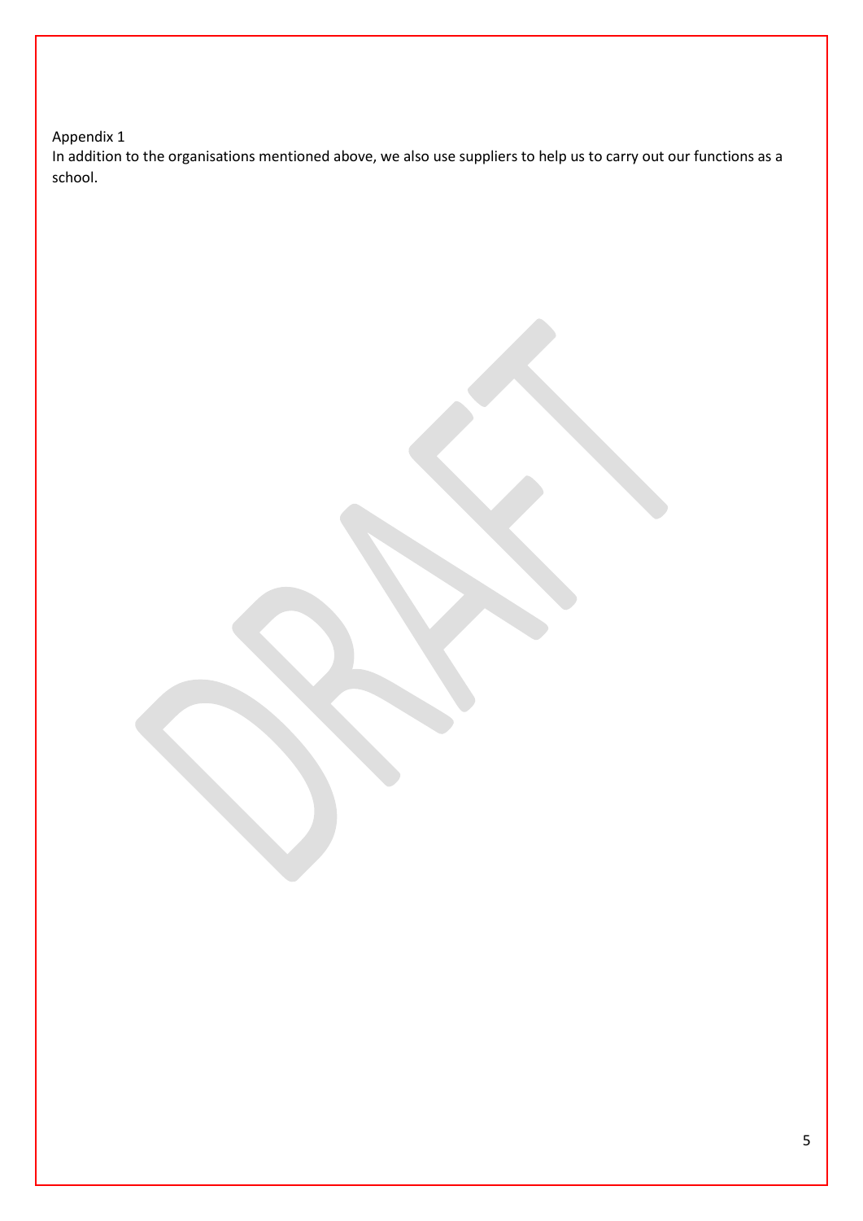Appendix 1

In addition to the organisations mentioned above, we also use suppliers to help us to carry out our functions as a school.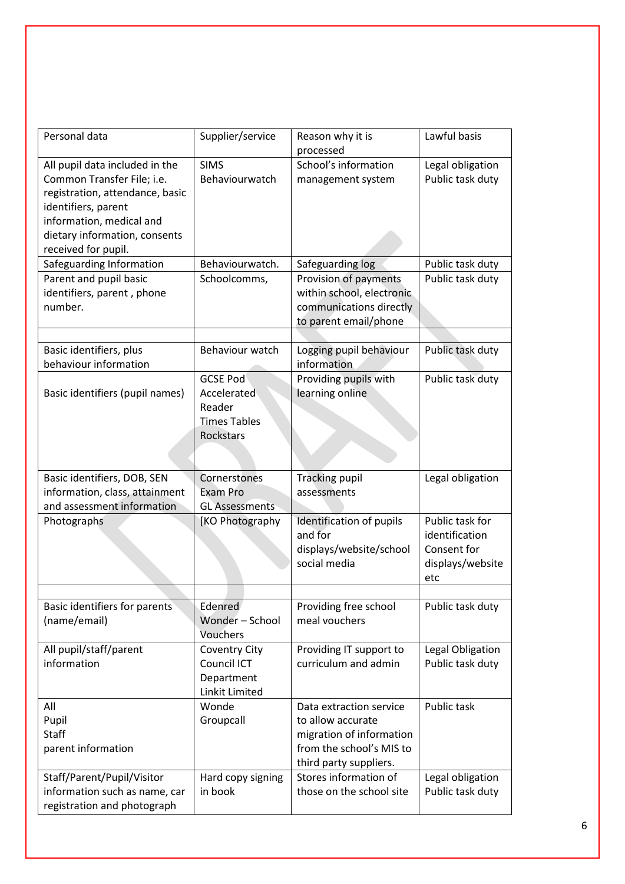| Personal data | Supplier/service | Reason why it is processed | Lawful basis |
|---|---|---|---|
| All pupil data included in the Common Transfer File; i.e. registration, attendance, basic identifiers, parent information, medical and dietary information, consents received for pupil. | SIMS<br>Behaviourwatch | School's information management system | Legal obligation<br>Public task duty |
| Safeguarding Information | Behaviourwatch. | Safeguarding log | Public task duty |
| Parent and pupil basic identifiers, parent , phone number. | Schoolcomms, | Provision of payments within school, electronic communications directly to parent email/phone | Public task duty |
| | | | |
| Basic identifiers, plus behaviour information | Behaviour watch | Logging pupil behaviour information | Public task duty |
| Basic identifiers (pupil names) | GCSE Pod<br>Accelerated Reader<br>Times Tables Rockstars | Providing pupils with learning online | Public task duty |
| Basic identifiers, DOB, SEN information, class, attainment and assessment information | Cornerstones<br>Exam Pro<br>GL Assessments | Tracking pupil assessments | Legal obligation |
| Photographs | [KO Photography | Identification of pupils and for displays/website/school social media | Public task for identification<br>Consent for displays/website etc |
| | | | |
| Basic identifiers for parents (name/email) | Edenred<br>Wonder – School Vouchers | Providing free school meal vouchers | Public task duty |
| All pupil/staff/parent information | Coventry City Council ICT Department<br>Linkit Limited | Providing IT support to curriculum and admin | Legal Obligation<br>Public task duty |
| All<br>Pupil<br>Staff<br>parent information | Wonde<br>Groupcall | Data extraction service to allow accurate migration of information from the school's MIS to third party suppliers. | Public task |
| Staff/Parent/Pupil/Visitor information such as name, car registration and photograph | Hard copy signing in book | Stores information of those on the school site | Legal obligation<br>Public task duty |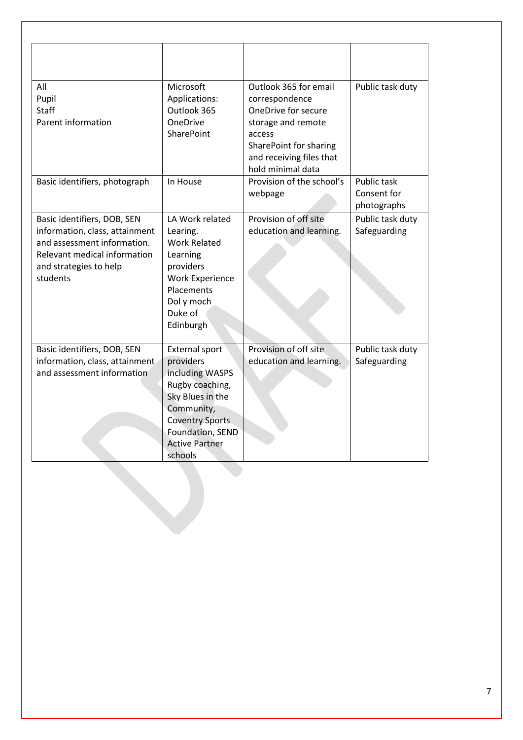| | | | |
|---|---|---|---|
| All<br>Pupil<br>Staff<br>Parent information | Microsoft Applications:<br>Outlook 365<br>OneDrive<br>SharePoint | Outlook 365 for email correspondence<br>OneDrive for secure storage and remote access<br>SharePoint for sharing and receiving files that hold minimal data | Public task duty |
| Basic identifiers, photograph | In House | Provision of the school's webpage | Public task<br>Consent for photographs |
| Basic identifiers, DOB, SEN information, class, attainment and assessment information. Relevant medical information and strategies to help students | LA Work related Learing.<br>Work Related Learning providers<br>Work Experience Placements<br>Dol y moch<br>Duke of Edinburgh | Provision of off site education and learning. | Public task duty<br>Safeguarding |
| Basic identifiers, DOB, SEN information, class, attainment and assessment information | External sport providers including WASPS Rugby coaching, Sky Blues in the Community, Coventry Sports Foundation, SEND Active Partner schools | Provision of off site education and learning. | Public task duty<br>Safeguarding |